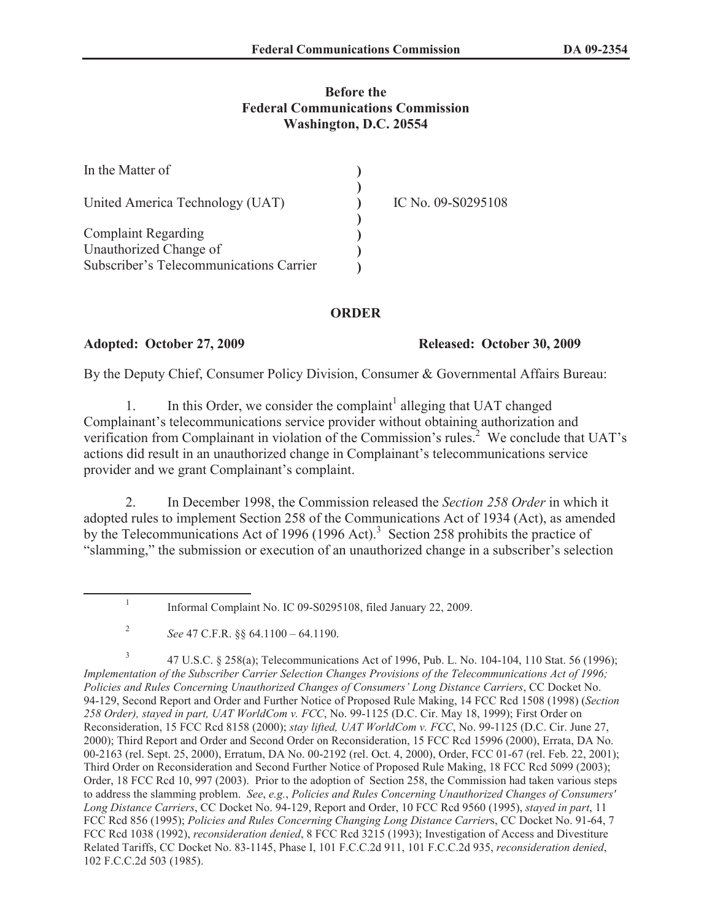**Before the**
**Federal Communications Commission**
**Washington, D.C. 20554**

| | | |
|---|---|---|
| In the Matter of | ) | |
| | ) | |
| United America Technology (UAT) | ) | IC No. 09-S0295108 |
| | ) | |
| Complaint Regarding | ) | |
| Unauthorized Change of | ) | |
| Subscriber's Telecommunications Carrier | ) | |

## ORDER

**Adopted: October 27, 2009** **Released: October 30, 2009**

By the Deputy Chief, Consumer Policy Division, Consumer & Governmental Affairs Bureau:

1. In this Order, we consider the complaint[1] alleging that UAT changed Complainant's telecommunications service provider without obtaining authorization and verification from Complainant in violation of the Commission's rules.[2] We conclude that UAT's actions did result in an unauthorized change in Complainant's telecommunications service provider and we grant Complainant's complaint.

2. In December 1998, the Commission released the *Section 258 Order* in which it adopted rules to implement Section 258 of the Communications Act of 1934 (Act), as amended by the Telecommunications Act of 1996 (1996 Act).[3] Section 258 prohibits the practice of "slamming," the submission or execution of an unauthorized change in a subscriber's selection

---

[1] Informal Complaint No. IC 09-S0295108, filed January 22, 2009.

[2] *See* 47 C.F.R. §§ 64.1100 – 64.1190.

[3] 47 U.S.C. § 258(a); Telecommunications Act of 1996, Pub. L. No. 104-104, 110 Stat. 56 (1996); *Implementation of the Subscriber Carrier Selection Changes Provisions of the Telecommunications Act of 1996; Policies and Rules Concerning Unauthorized Changes of Consumers' Long Distance Carriers*, CC Docket No. 94-129, Second Report and Order and Further Notice of Proposed Rule Making, 14 FCC Rcd 1508 (1998) (*Section 258 Order), stayed in part, UAT WorldCom v. FCC*, No. 99-1125 (D.C. Cir. May 18, 1999); First Order on Reconsideration, 15 FCC Rcd 8158 (2000); *stay lifted, UAT WorldCom v. FCC*, No. 99-1125 (D.C. Cir. June 27, 2000); Third Report and Order and Second Order on Reconsideration, 15 FCC Rcd 15996 (2000), Errata, DA No. 00-2163 (rel. Sept. 25, 2000), Erratum, DA No. 00-2192 (rel. Oct. 4, 2000), Order, FCC 01-67 (rel. Feb. 22, 2001); Third Order on Reconsideration and Second Further Notice of Proposed Rule Making, 18 FCC Rcd 5099 (2003); Order, 18 FCC Rcd 10, 997 (2003). Prior to the adoption of Section 258, the Commission had taken various steps to address the slamming problem. *See*, *e.g.*, *Policies and Rules Concerning Unauthorized Changes of Consumers' Long Distance Carriers*, CC Docket No. 94-129, Report and Order, 10 FCC Rcd 9560 (1995), *stayed in part*, 11 FCC Rcd 856 (1995); *Policies and Rules Concerning Changing Long Distance Carrier*s, CC Docket No. 91-64, 7 FCC Rcd 1038 (1992), *reconsideration denied*, 8 FCC Rcd 3215 (1993); Investigation of Access and Divestiture Related Tariffs, CC Docket No. 83-1145, Phase I, 101 F.C.C.2d 911, 101 F.C.C.2d 935, *reconsideration denied*, 102 F.C.C.2d 503 (1985).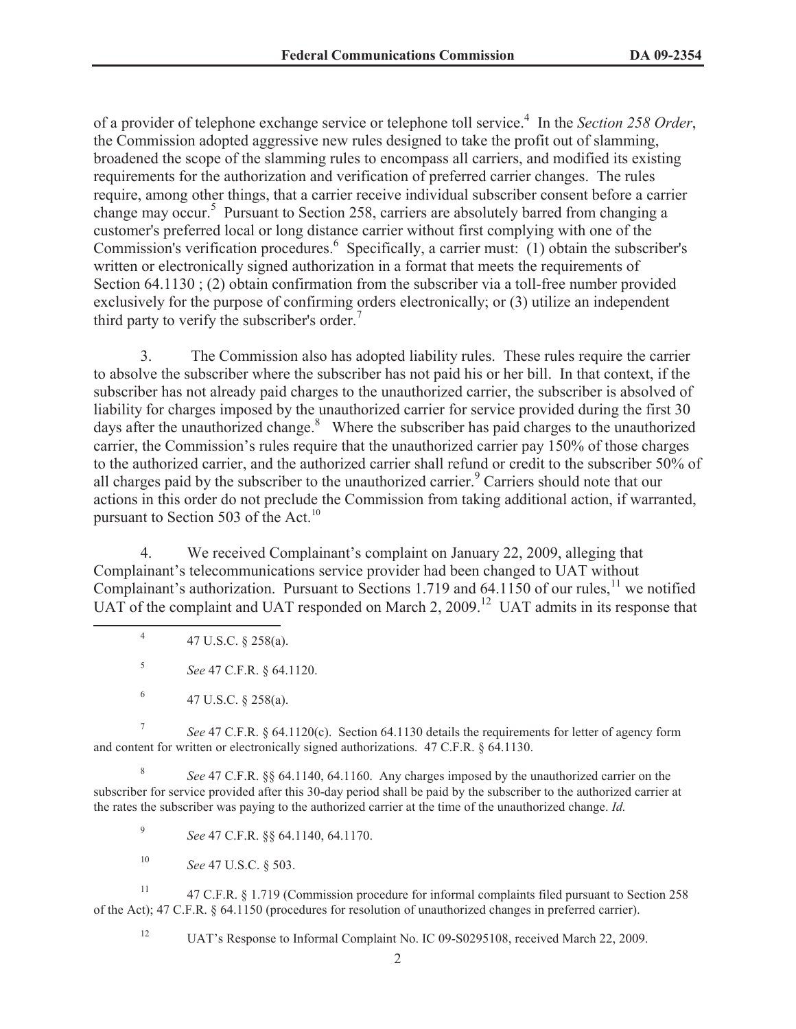of a provider of telephone exchange service or telephone toll service.[4] In the *Section 258 Order*, the Commission adopted aggressive new rules designed to take the profit out of slamming, broadened the scope of the slamming rules to encompass all carriers, and modified its existing requirements for the authorization and verification of preferred carrier changes. The rules require, among other things, that a carrier receive individual subscriber consent before a carrier change may occur.[5] Pursuant to Section 258, carriers are absolutely barred from changing a customer's preferred local or long distance carrier without first complying with one of the Commission's verification procedures.[6] Specifically, a carrier must: (1) obtain the subscriber's written or electronically signed authorization in a format that meets the requirements of Section 64.1130 ; (2) obtain confirmation from the subscriber via a toll-free number provided exclusively for the purpose of confirming orders electronically; or (3) utilize an independent third party to verify the subscriber's order.[7]

3. The Commission also has adopted liability rules. These rules require the carrier to absolve the subscriber where the subscriber has not paid his or her bill. In that context, if the subscriber has not already paid charges to the unauthorized carrier, the subscriber is absolved of liability for charges imposed by the unauthorized carrier for service provided during the first 30 days after the unauthorized change.[8] Where the subscriber has paid charges to the unauthorized carrier, the Commission's rules require that the unauthorized carrier pay 150% of those charges to the authorized carrier, and the authorized carrier shall refund or credit to the subscriber 50% of all charges paid by the subscriber to the unauthorized carrier.[9] Carriers should note that our actions in this order do not preclude the Commission from taking additional action, if warranted, pursuant to Section 503 of the Act.[10]

4. We received Complainant's complaint on January 22, 2009, alleging that Complainant's telecommunications service provider had been changed to UAT without Complainant's authorization. Pursuant to Sections 1.719 and 64.1150 of our rules,[11] we notified UAT of the complaint and UAT responded on March 2, 2009.[12] UAT admits in its response that

---

[4] 47 U.S.C. § 258(a).

[5] *See* 47 C.F.R. § 64.1120.

[6] 47 U.S.C. § 258(a).

[7] *See* 47 C.F.R. § 64.1120(c). Section 64.1130 details the requirements for letter of agency form and content for written or electronically signed authorizations. 47 C.F.R. § 64.1130.

[8] *See* 47 C.F.R. §§ 64.1140, 64.1160. Any charges imposed by the unauthorized carrier on the subscriber for service provided after this 30-day period shall be paid by the subscriber to the authorized carrier at the rates the subscriber was paying to the authorized carrier at the time of the unauthorized change. *Id.*

[9] *See* 47 C.F.R. §§ 64.1140, 64.1170.

[10] *See* 47 U.S.C. § 503.

[11] 47 C.F.R. § 1.719 (Commission procedure for informal complaints filed pursuant to Section 258 of the Act); 47 C.F.R. § 64.1150 (procedures for resolution of unauthorized changes in preferred carrier).

[12] UAT's Response to Informal Complaint No. IC 09-S0295108, received March 22, 2009.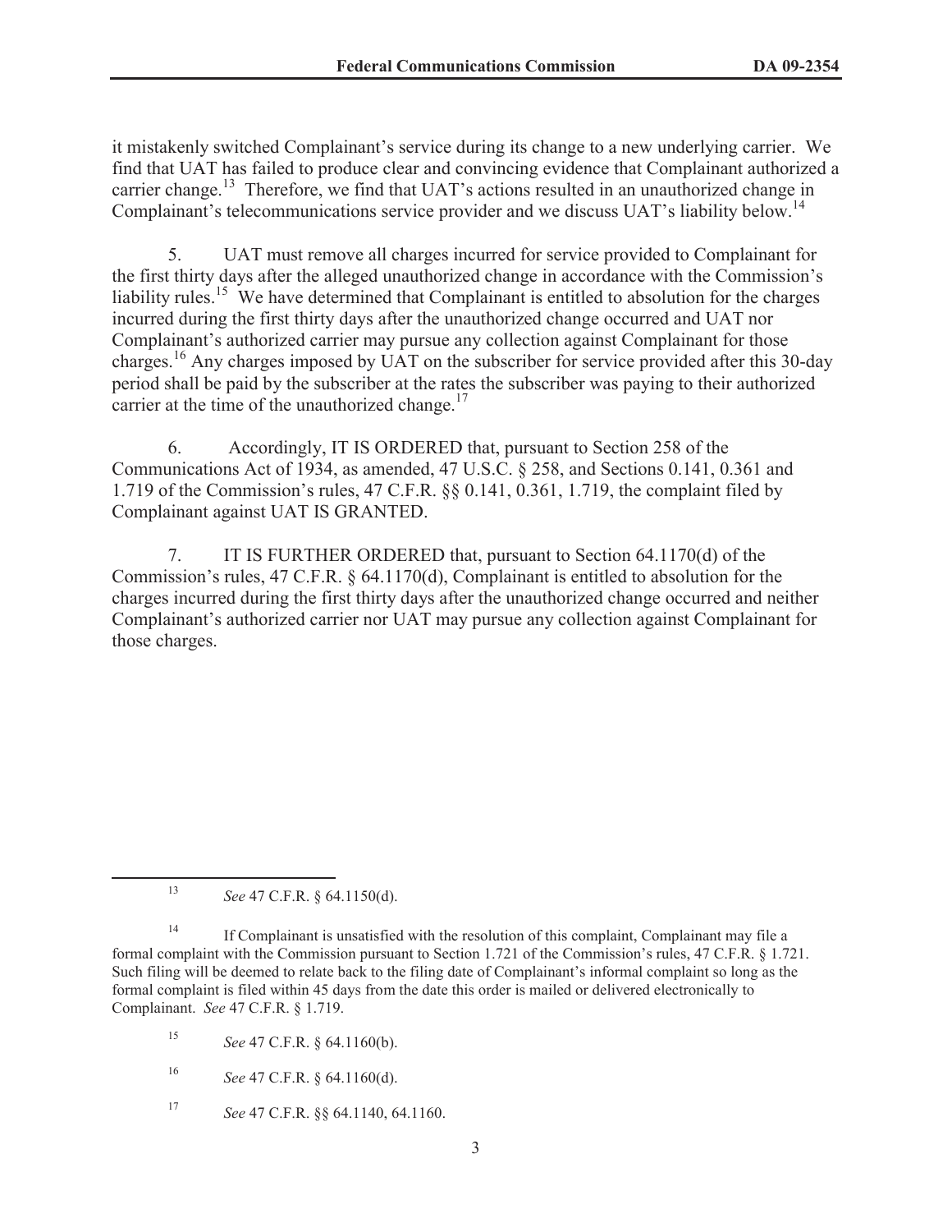it mistakenly switched Complainant's service during its change to a new underlying carrier. We find that UAT has failed to produce clear and convincing evidence that Complainant authorized a carrier change.[13] Therefore, we find that UAT's actions resulted in an unauthorized change in Complainant's telecommunications service provider and we discuss UAT's liability below.[14]

5. UAT must remove all charges incurred for service provided to Complainant for the first thirty days after the alleged unauthorized change in accordance with the Commission's liability rules.[15] We have determined that Complainant is entitled to absolution for the charges incurred during the first thirty days after the unauthorized change occurred and UAT nor Complainant's authorized carrier may pursue any collection against Complainant for those charges.[16] Any charges imposed by UAT on the subscriber for service provided after this 30-day period shall be paid by the subscriber at the rates the subscriber was paying to their authorized carrier at the time of the unauthorized change.[17]

6. Accordingly, IT IS ORDERED that, pursuant to Section 258 of the Communications Act of 1934, as amended, 47 U.S.C. § 258, and Sections 0.141, 0.361 and 1.719 of the Commission's rules, 47 C.F.R. §§ 0.141, 0.361, 1.719, the complaint filed by Complainant against UAT IS GRANTED.

7. IT IS FURTHER ORDERED that, pursuant to Section 64.1170(d) of the Commission's rules, 47 C.F.R. § 64.1170(d), Complainant is entitled to absolution for the charges incurred during the first thirty days after the unauthorized change occurred and neither Complainant's authorized carrier nor UAT may pursue any collection against Complainant for those charges.

---

[13] *See* 47 C.F.R. § 64.1150(d).

[14] If Complainant is unsatisfied with the resolution of this complaint, Complainant may file a formal complaint with the Commission pursuant to Section 1.721 of the Commission's rules, 47 C.F.R. § 1.721. Such filing will be deemed to relate back to the filing date of Complainant's informal complaint so long as the formal complaint is filed within 45 days from the date this order is mailed or delivered electronically to Complainant. *See* 47 C.F.R. § 1.719.

[15] *See* 47 C.F.R. § 64.1160(b).

[16] *See* 47 C.F.R. § 64.1160(d).

[17] *See* 47 C.F.R. §§ 64.1140, 64.1160.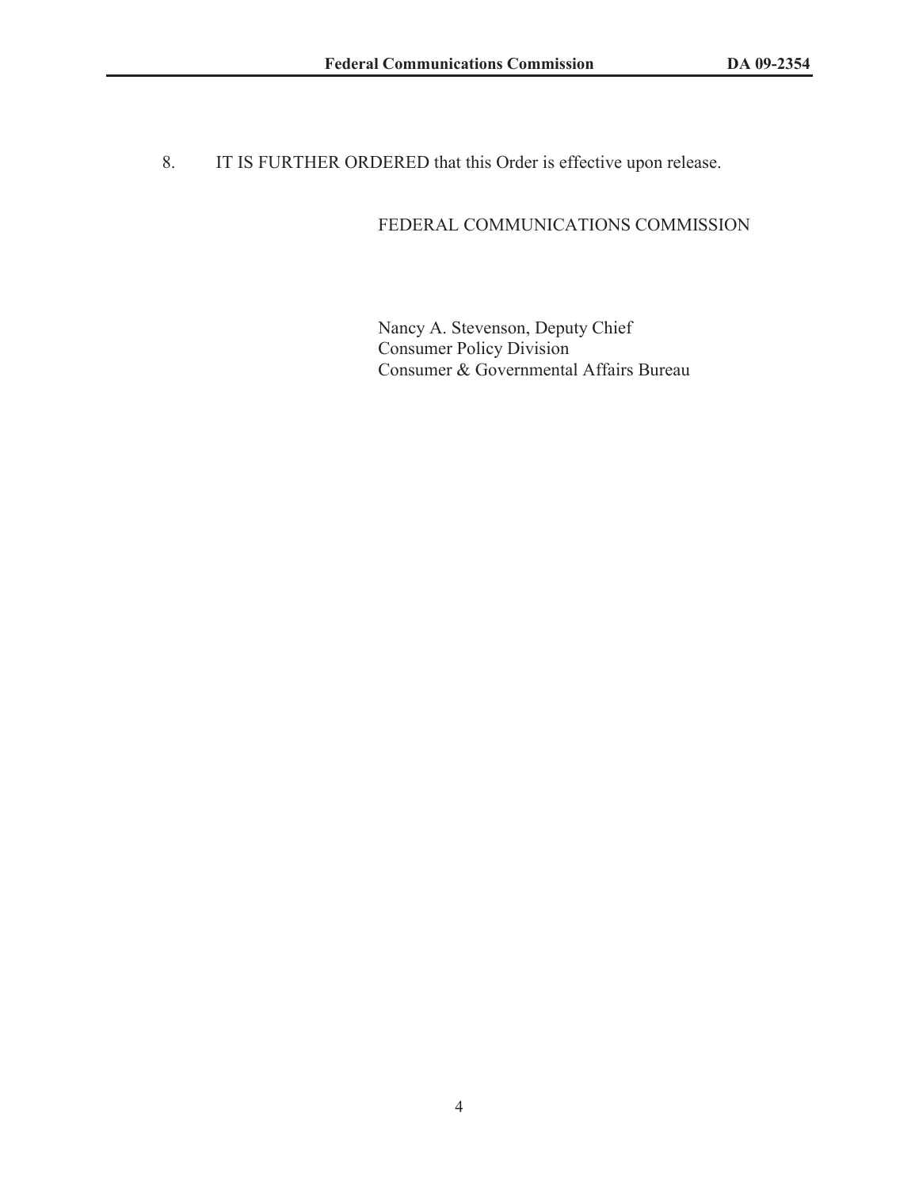8. IT IS FURTHER ORDERED that this Order is effective upon release.

FEDERAL COMMUNICATIONS COMMISSION

Nancy A. Stevenson, Deputy Chief
Consumer Policy Division
Consumer & Governmental Affairs Bureau